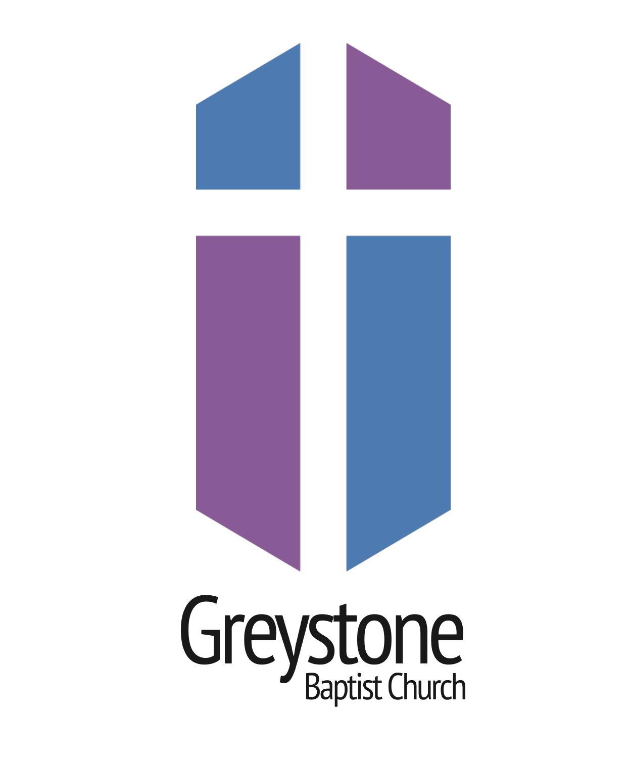# Greystone

Baptist Church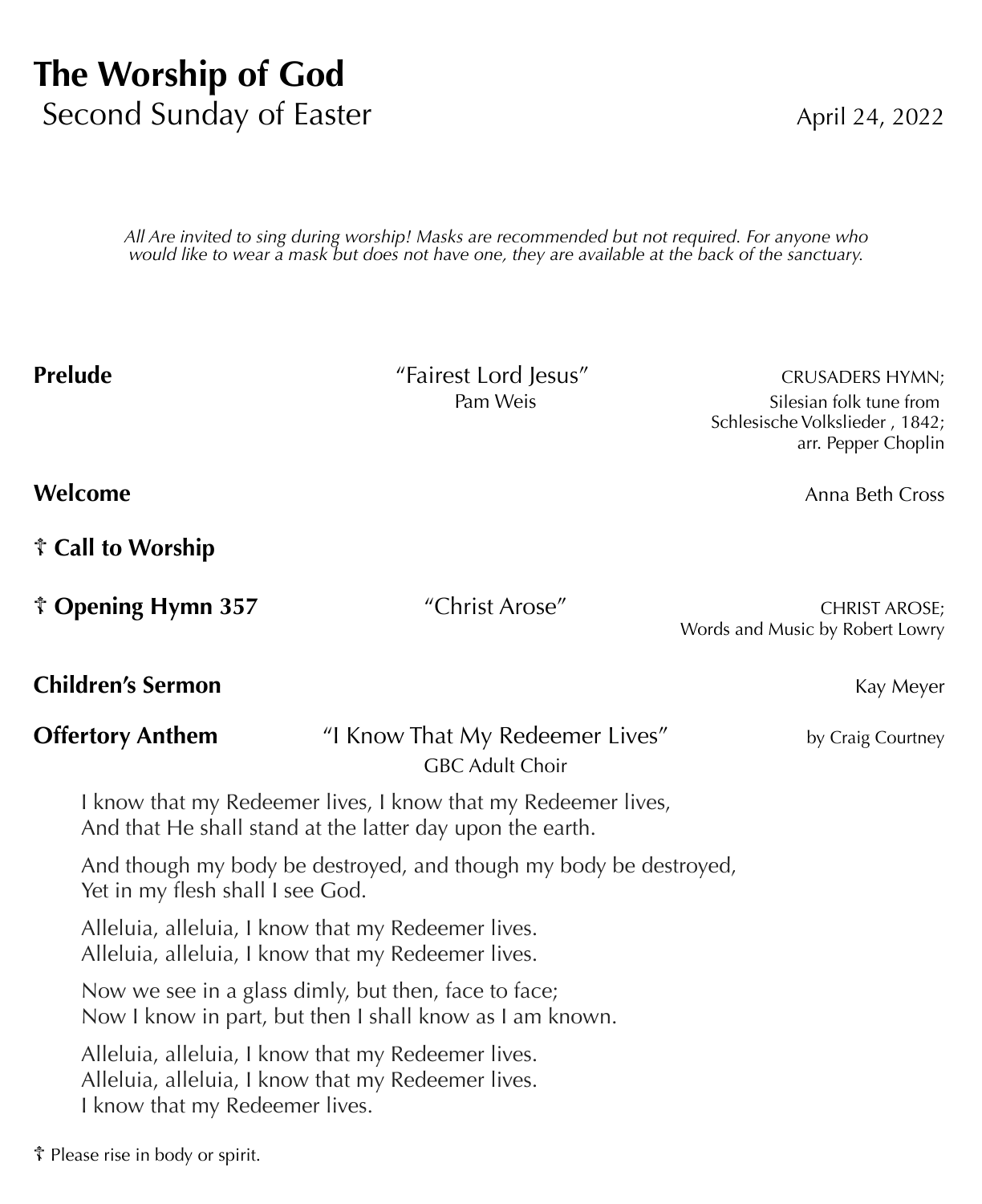# The Worship of God

Second Sunday of Easter April 24, 2022

*All Are invited to sing during worship! Masks are recommended but not required. For anyone who would like to wear a mask but does not have one, they are available at the back of the sanctuary.*

**Prelude** "Fairest Lord Jesus" CRUSADERS HYMN;
Pam Weis
Silesian folk tune from Schlesische Volkslieder , 1842; arr. Pepper Choplin

**Welcome** Anna Beth Cross

**☦ Call to Worship**

**☦ Opening Hymn 357** "Christ Arose" CHRIST AROSE;
Words and Music by Robert Lowry

**Children's Sermon** Kay Meyer

**Offertory Anthem** "I Know That My Redeemer Lives" by Craig Courtney
GBC Adult Choir

I know that my Redeemer lives, I know that my Redeemer lives,
And that He shall stand at the latter day upon the earth.

And though my body be destroyed, and though my body be destroyed,
Yet in my flesh shall I see God.

Alleluia, alleluia, I know that my Redeemer lives.
Alleluia, alleluia, I know that my Redeemer lives.

Now we see in a glass dimly, but then, face to face;
Now I know in part, but then I shall know as I am known.

Alleluia, alleluia, I know that my Redeemer lives.
Alleluia, alleluia, I know that my Redeemer lives.
I know that my Redeemer lives.

☦ Please rise in body or spirit.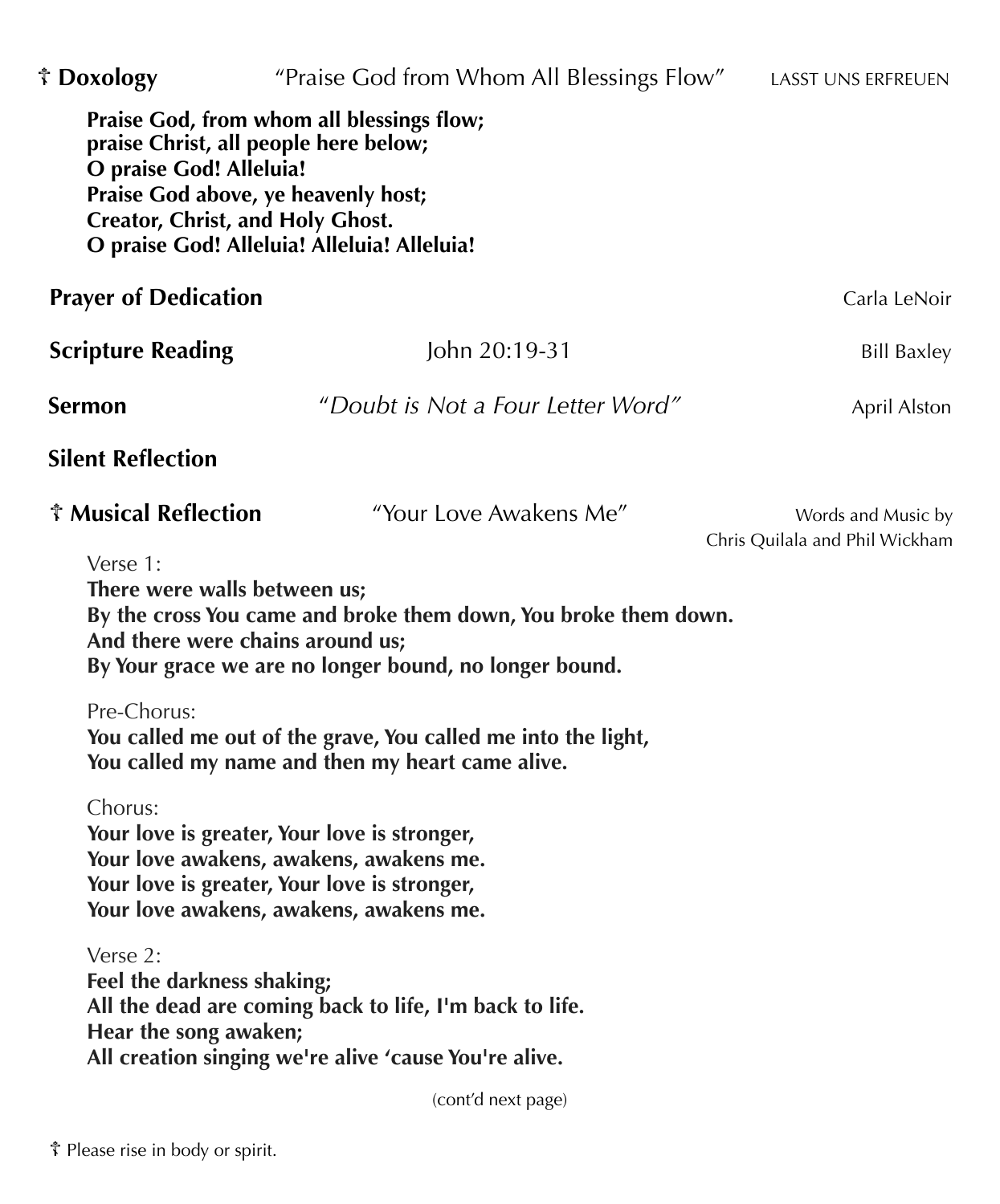**☦ Doxology** "Praise God from Whom All Blessings Flow" LASST UNS ERFREUEN

**Praise God, from whom all blessings flow;**
**praise Christ, all people here below;**
**O praise God! Alleluia!**
**Praise God above, ye heavenly host;**
**Creator, Christ, and Holy Ghost.**
**O praise God! Alleluia! Alleluia! Alleluia!**

**Prayer of Dedication** Carla LeNoir

**Scripture Reading** John 20:19-31 Bill Baxley

**Sermon** *"Doubt is Not a Four Letter Word"* April Alston

**Silent Reflection**

**☦ Musical Reflection** "Your Love Awakens Me" Words and Music by Chris Quilala and Phil Wickham

Verse 1:
**There were walls between us;**
**By the cross You came and broke them down, You broke them down.**
**And there were chains around us;**
**By Your grace we are no longer bound, no longer bound.**

Pre-Chorus:
**You called me out of the grave, You called me into the light,**
**You called my name and then my heart came alive.**

Chorus:
**Your love is greater, Your love is stronger,**
**Your love awakens, awakens, awakens me.**
**Your love is greater, Your love is stronger,**
**Your love awakens, awakens, awakens me.**

Verse 2:
**Feel the darkness shaking;**
**All the dead are coming back to life, I'm back to life.**
**Hear the song awaken;**
**All creation singing we're alive 'cause You're alive.**

(cont'd next page)

☦ Please rise in body or spirit.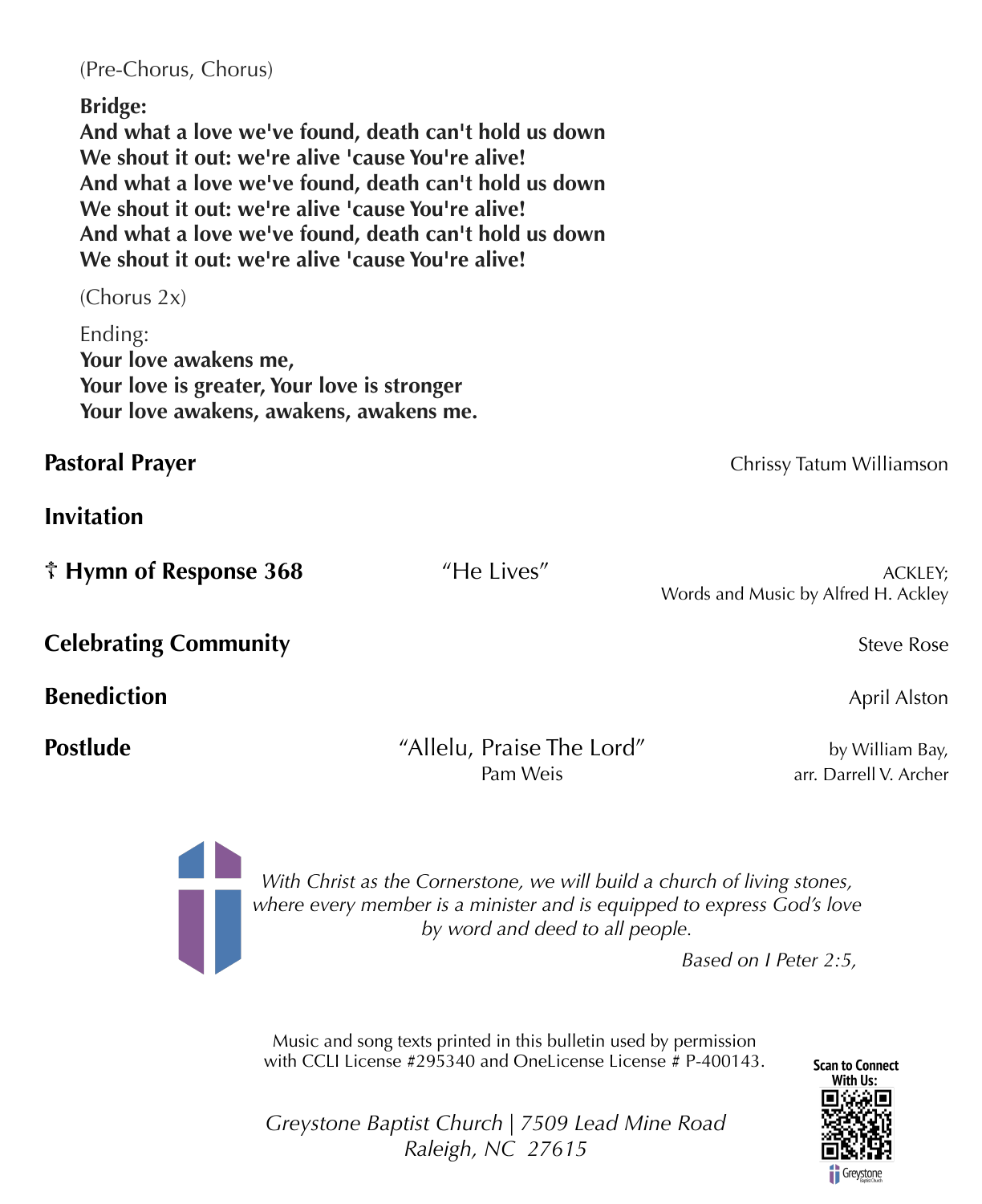(Pre-Chorus, Chorus)

**Bridge:**
**And what a love we've found, death can't hold us down**
**We shout it out: we're alive 'cause You're alive!**
**And what a love we've found, death can't hold us down**
**We shout it out: we're alive 'cause You're alive!**
**And what a love we've found, death can't hold us down**
**We shout it out: we're alive 'cause You're alive!**

(Chorus 2x)

Ending:
**Your love awakens me,**
**Your love is greater, Your love is stronger**
**Your love awakens, awakens, awakens me.**

**Pastoral Prayer** — Chrissy Tatum Williamson

**Invitation**

**☨ Hymn of Response 368** — "He Lives" — ACKLEY; Words and Music by Alfred H. Ackley

**Celebrating Community** — Steve Rose

**Benediction** — April Alston

**Postlude** — "Allelu, Praise The Lord" — Pam Weis — by William Bay, arr. Darrell V. Archer

*With Christ as the Cornerstone, we will build a church of living stones, where every member is a minister and is equipped to express God's love by word and deed to all people.*

*Based on I Peter 2:5,*

Music and song texts printed in this bulletin used by permission with CCLI License #295340 and OneLicense License # P-400143.

*Greystone Baptist Church | 7509 Lead Mine Road*
*Raleigh, NC 27615*

Scan to Connect With Us: